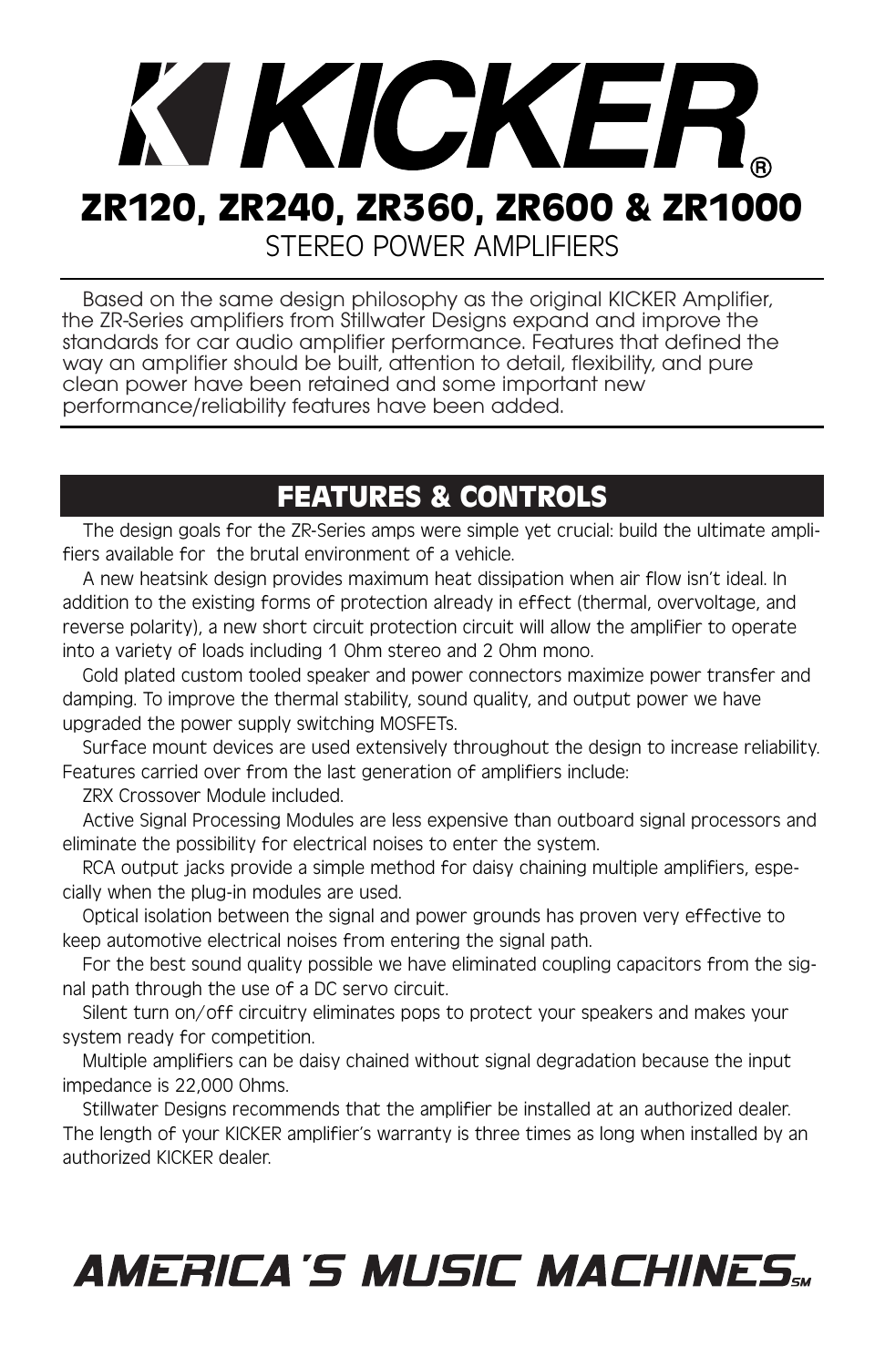# KICKER®

## ZR120, ZR240, ZR360, ZR600 & ZR1000

STEREO POWER AMPLIFIERS

Based on the same design philosophy as the original KICKER Amplifier, the ZR-Series amplifiers from Stillwater Designs expand and improve the standards for car audio amplifier performance. Features that defined the way an amplifier should be built, attention to detail, flexibility, and pure clean power have been retained and some important new performance/reliability features have been added.

## FEATURES & CONTROLS

The design goals for the ZR-Series amps were simple yet crucial: build the ultimate amplifiers available for the brutal environment of a vehicle.

A new heatsink design provides maximum heat dissipation when air flow isn't ideal. In addition to the existing forms of protection already in effect (thermal, overvoltage, and reverse polarity), a new short circuit protection circuit will allow the amplifier to operate into a variety of loads including 1 Ohm stereo and 2 Ohm mono.

Gold plated custom tooled speaker and power connectors maximize power transfer and damping. To improve the thermal stability, sound quality, and output power we have upgraded the power supply switching MOSFETs.

Surface mount devices are used extensively throughout the design to increase reliability. Features carried over from the last generation of amplifiers include:

ZRX Crossover Module included.

Active Signal Processing Modules are less expensive than outboard signal processors and eliminate the possibility for electrical noises to enter the system.

RCA output jacks provide a simple method for daisy chaining multiple amplifiers, especially when the plug-in modules are used.

Optical isolation between the signal and power grounds has proven very effective to keep automotive electrical noises from entering the signal path.

For the best sound quality possible we have eliminated coupling capacitors from the signal path through the use of a DC servo circuit.

Silent turn on/off circuitry eliminates pops to protect your speakers and makes your system ready for competition.

Multiple amplifiers can be daisy chained without signal degradation because the input impedance is 22,000 Ohms.

Stillwater Designs recommends that the amplifier be installed at an authorized dealer. The length of your KICKER amplifier's warranty is three times as long when installed by an authorized KICKER dealer.

AMERICA'S MUSIC MACHINES℠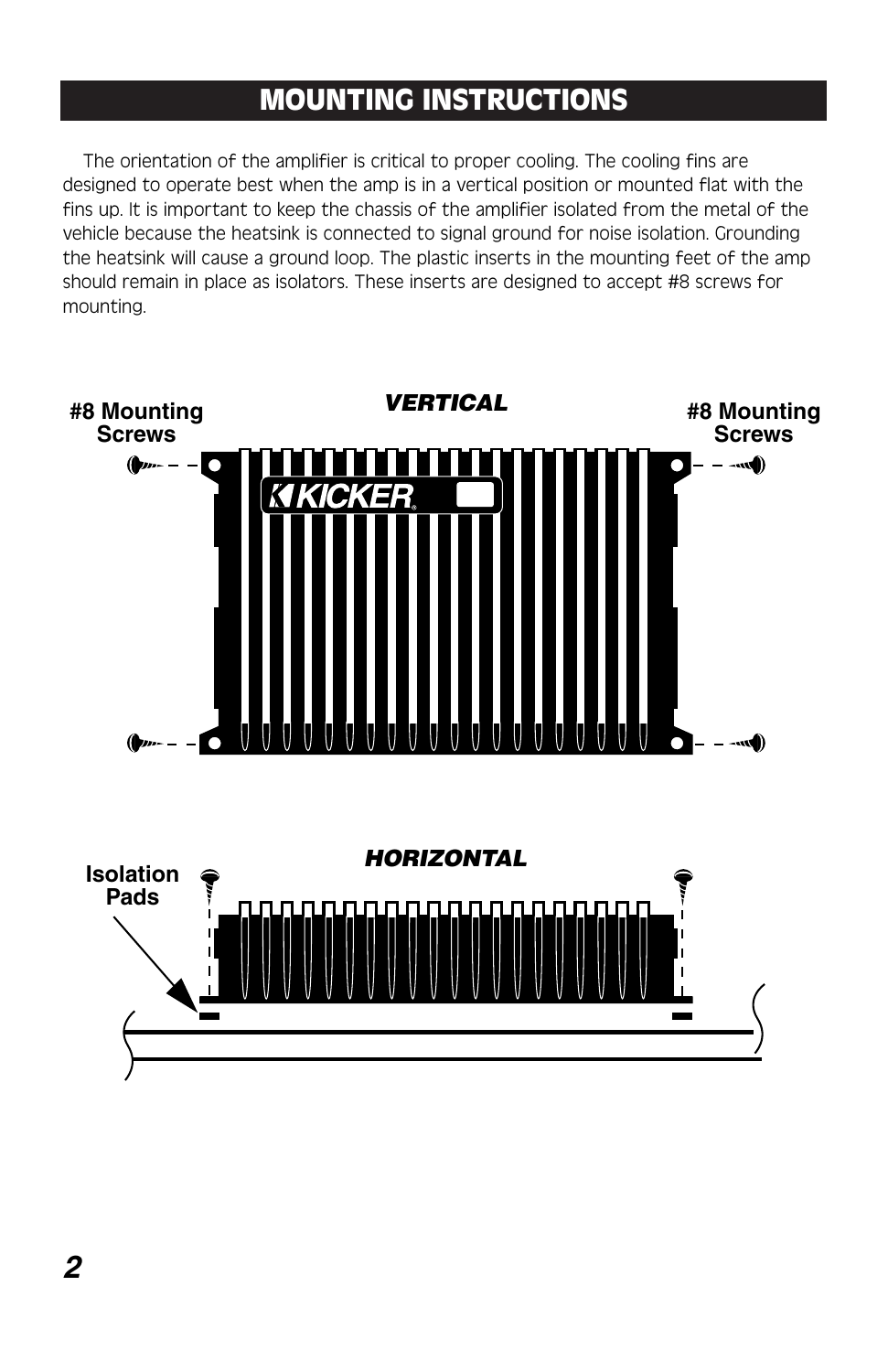# MOUNTING INSTRUCTIONS

The orientation of the amplifier is critical to proper cooling. The cooling fins are designed to operate best when the amp is in a vertical position or mounted flat with the fins up. It is important to keep the chassis of the amplifier isolated from the metal of the vehicle because the heatsink is connected to signal ground for noise isolation. Grounding the heatsink will cause a ground loop. The plastic inserts in the mounting feet of the amp should remain in place as isolators. These inserts are designed to accept #8 screws for mounting.

***VERTICAL***

**#8 Mounting Screws**

**#8 Mounting Screws**

***HORIZONTAL***

**Isolation Pads**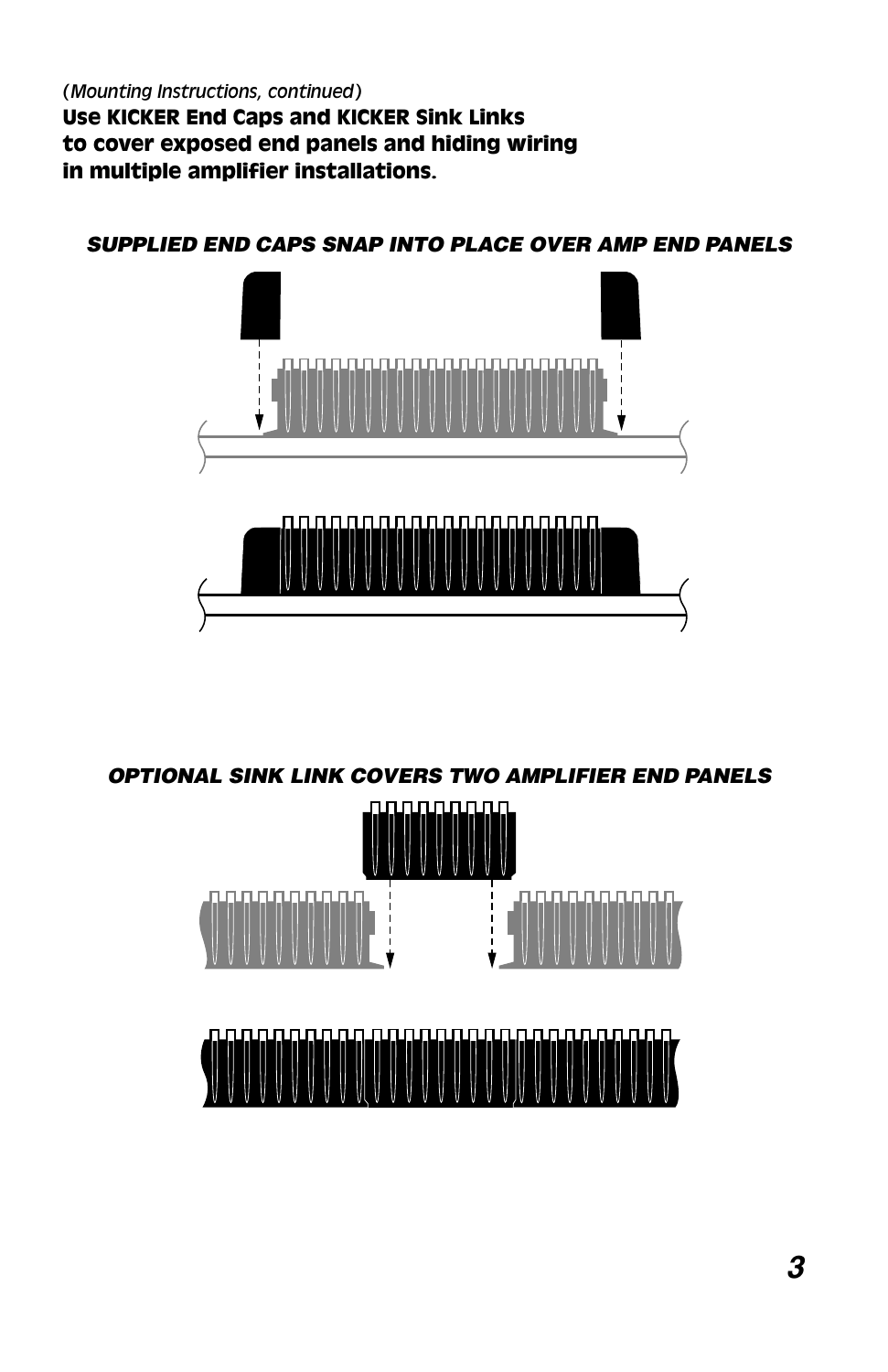(*Mounting Instructions, continued*)
**Use KICKER End Caps and KICKER Sink Links to cover exposed end panels and hiding wiring in multiple amplifier installations.**

***SUPPLIED END CAPS SNAP INTO PLACE OVER AMP END PANELS***

***OPTIONAL SINK LINK COVERS TWO AMPLIFIER END PANELS***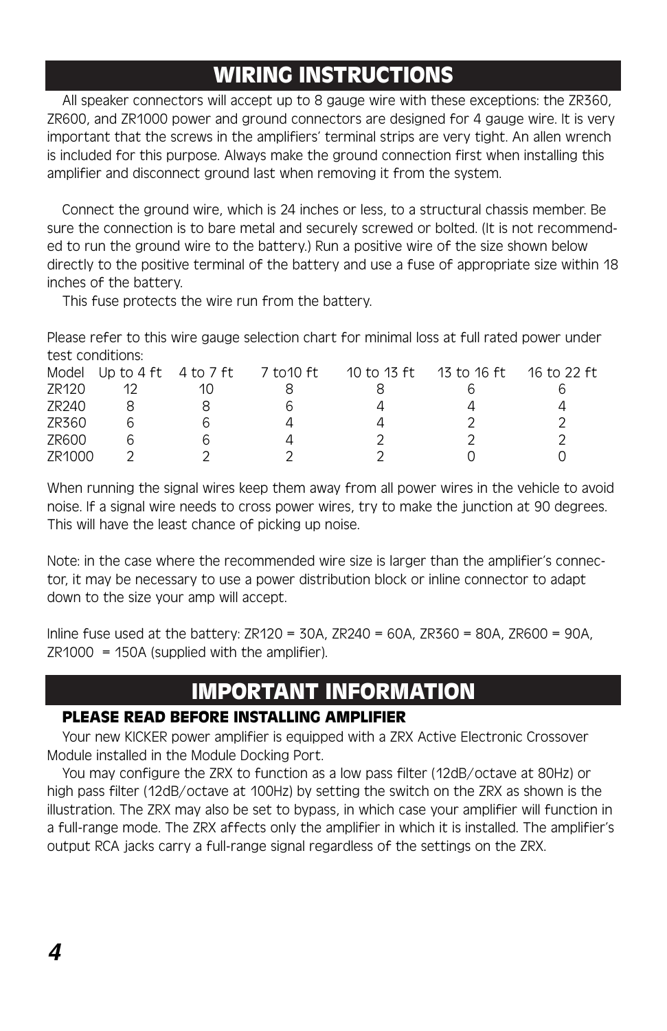## WIRING INSTRUCTIONS

All speaker connectors will accept up to 8 gauge wire with these exceptions: the ZR360, ZR600, and ZR1000 power and ground connectors are designed for 4 gauge wire. It is very important that the screws in the amplifiers' terminal strips are very tight. An allen wrench is included for this purpose. Always make the ground connection first when installing this amplifier and disconnect ground last when removing it from the system.

Connect the ground wire, which is 24 inches or less, to a structural chassis member. Be sure the connection is to bare metal and securely screwed or bolted. (It is not recommended to run the ground wire to the battery.) Run a positive wire of the size shown below directly to the positive terminal of the battery and use a fuse of appropriate size within 18 inches of the battery.

This fuse protects the wire run from the battery.

Please refer to this wire gauge selection chart for minimal loss at full rated power under test conditions:

| Model | Up to 4 ft | 4 to 7 ft | 7 to10 ft | 10 to 13 ft | 13 to 16 ft | 16 to 22 ft |
|---|---|---|---|---|---|---|
| ZR120 | 12 | 10 | 8 | 8 | 6 | 6 |
| ZR240 | 8 | 8 | 6 | 4 | 4 | 4 |
| ZR360 | 6 | 6 | 4 | 4 | 2 | 2 |
| ZR600 | 6 | 6 | 4 | 2 | 2 | 2 |
| ZR1000 | 2 | 2 | 2 | 2 | 0 | 0 |

When running the signal wires keep them away from all power wires in the vehicle to avoid noise. If a signal wire needs to cross power wires, try to make the junction at 90 degrees. This will have the least chance of picking up noise.

Note: in the case where the recommended wire size is larger than the amplifier's connector, it may be necessary to use a power distribution block or inline connector to adapt down to the size your amp will accept.

Inline fuse used at the battery: ZR120 = 30A, ZR240 = 60A, ZR360 = 80A, ZR600 = 90A, ZR1000 = 150A (supplied with the amplifier).

## IMPORTANT INFORMATION

### PLEASE READ BEFORE INSTALLING AMPLIFIER

Your new KICKER power amplifier is equipped with a ZRX Active Electronic Crossover Module installed in the Module Docking Port.

You may configure the ZRX to function as a low pass filter (12dB/octave at 80Hz) or high pass filter (12dB/octave at 100Hz) by setting the switch on the ZRX as shown is the illustration. The ZRX may also be set to bypass, in which case your amplifier will function in a full-range mode. The ZRX affects only the amplifier in which it is installed. The amplifier's output RCA jacks carry a full-range signal regardless of the settings on the ZRX.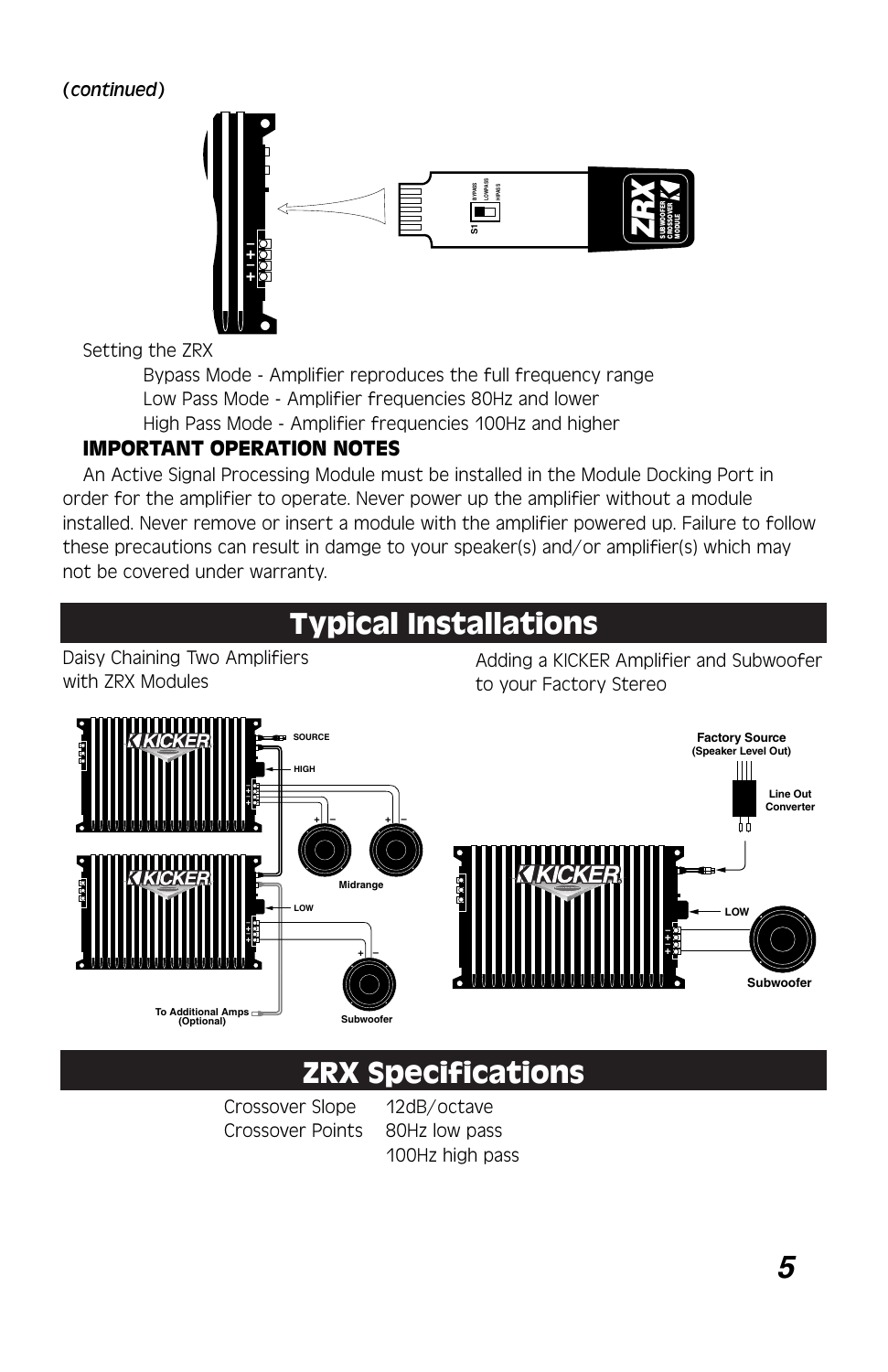*(continued)*

Setting the ZRX

Bypass Mode - Amplifier reproduces the full frequency range

Low Pass Mode - Amplifier frequencies 80Hz and lower

High Pass Mode - Amplifier frequencies 100Hz and higher

### IMPORTANT OPERATION NOTES

An Active Signal Processing Module must be installed in the Module Docking Port in order for the amplifier to operate. Never power up the amplifier without a module installed. Never remove or insert a module with the amplifier powered up. Failure to follow these precautions can result in damge to your speaker(s) and/or amplifier(s) which may not be covered under warranty.

## Typical Installations

Daisy Chaining Two Amplifiers with ZRX Modules

Adding a KICKER Amplifier and Subwoofer to your Factory Stereo

## ZRX Specifications

| | |
|---|---|
| Crossover Slope | 12dB/octave |
| Crossover Points | 80Hz low pass |
| | 100Hz high pass |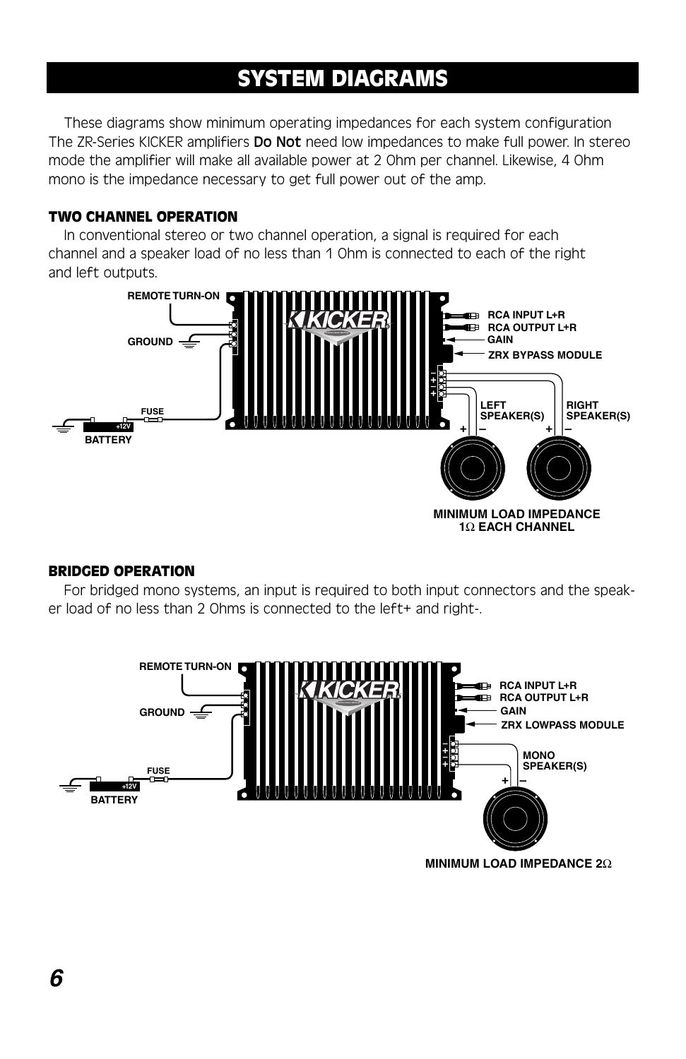# SYSTEM DIAGRAMS

These diagrams show minimum operating impedances for each system configuration The ZR-Series KICKER amplifiers **Do Not** need low impedances to make full power. In stereo mode the amplifier will make all available power at 2 Ohm per channel. Likewise, 4 Ohm mono is the impedance necessary to get full power out of the amp.

### TWO CHANNEL OPERATION

In conventional stereo or two channel operation, a signal is required for each channel and a speaker load of no less than 1 Ohm is connected to each of the right and left outputs.

REMOTE TURN-ON

GROUND

FUSE

BATTERY

RCA INPUT L+R

RCA OUTPUT L+R

GAIN

ZRX BYPASS MODULE

LEFT SPEAKER(S)

RIGHT SPEAKER(S)

MINIMUM LOAD IMPEDANCE 1Ω EACH CHANNEL

### BRIDGED OPERATION

For bridged mono systems, an input is required to both input connectors and the speaker load of no less than 2 Ohms is connected to the left+ and right-.

REMOTE TURN-ON

GROUND

FUSE

BATTERY

RCA INPUT L+R

RCA OUTPUT L+R

GAIN

ZRX LOWPASS MODULE

MONO SPEAKER(S)

MINIMUM LOAD IMPEDANCE 2Ω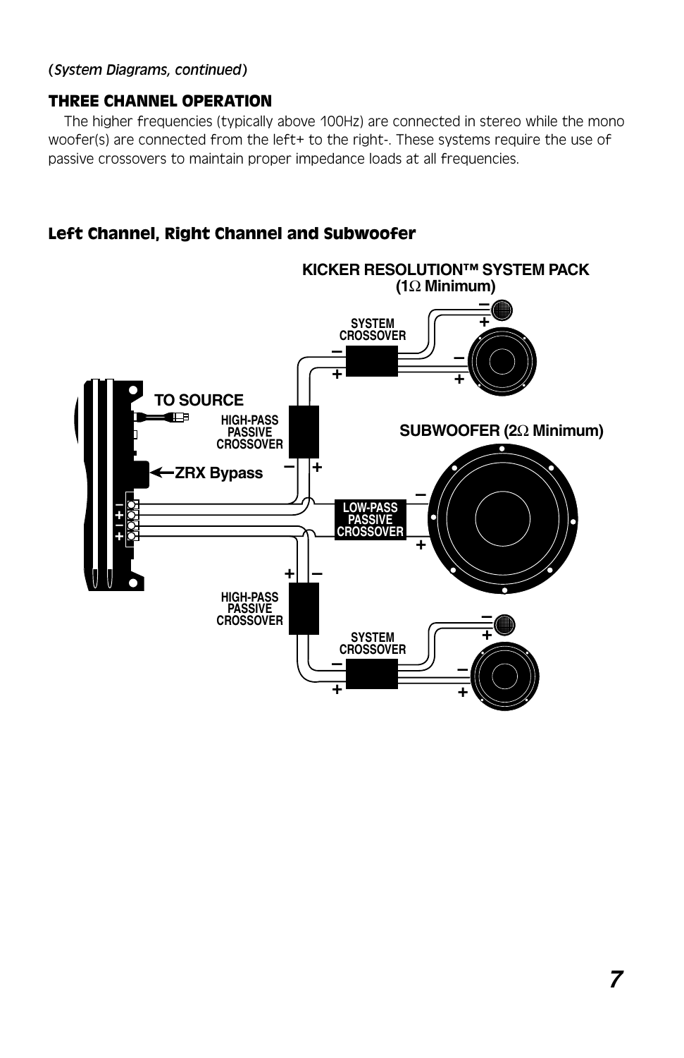*(System Diagrams, continued)*

### THREE CHANNEL OPERATION

The higher frequencies (typically above 100Hz) are connected in stereo while the mono woofer(s) are connected from the left+ to the right-. These systems require the use of passive crossovers to maintain proper impedance loads at all frequencies.

### Left Channel, Right Channel and Subwoofer

KICKER RESOLUTION™ SYSTEM PACK (1Ω Minimum)

SYSTEM CROSSOVER

TO SOURCE

HIGH-PASS PASSIVE CROSSOVER

SUBWOOFER (2Ω Minimum)

ZRX Bypass

LOW-PASS PASSIVE CROSSOVER

HIGH-PASS PASSIVE CROSSOVER

SYSTEM CROSSOVER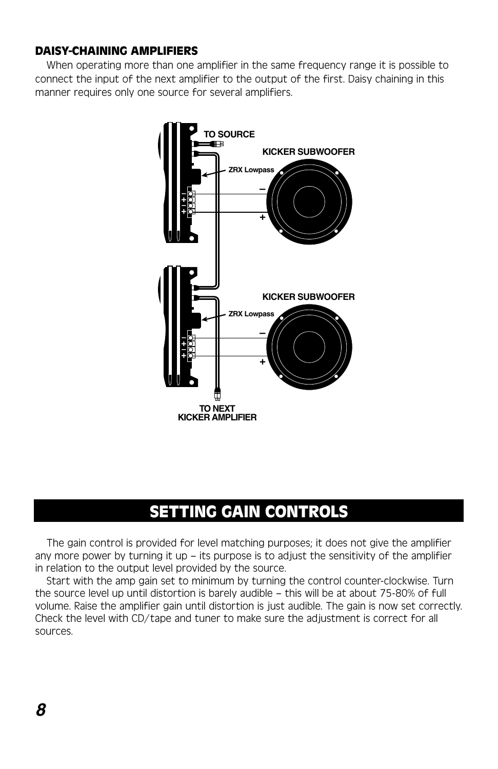### DAISY-CHAINING AMPLIFIERS

When operating more than one amplifier in the same frequency range it is possible to connect the input of the next amplifier to the output of the first. Daisy chaining in this manner requires only one source for several amplifiers.

TO SOURCE

KICKER SUBWOOFER

ZRX Lowpass

KICKER SUBWOOFER

ZRX Lowpass

TO NEXT KICKER AMPLIFIER

## SETTING GAIN CONTROLS

The gain control is provided for level matching purposes; it does not give the amplifier any more power by turning it up – its purpose is to adjust the sensitivity of the amplifier in relation to the output level provided by the source.

Start with the amp gain set to minimum by turning the control counter-clockwise. Turn the source level up until distortion is barely audible – this will be at about 75-80% of full volume. Raise the amplifier gain until distortion is just audible. The gain is now set correctly. Check the level with CD/tape and tuner to make sure the adjustment is correct for all sources.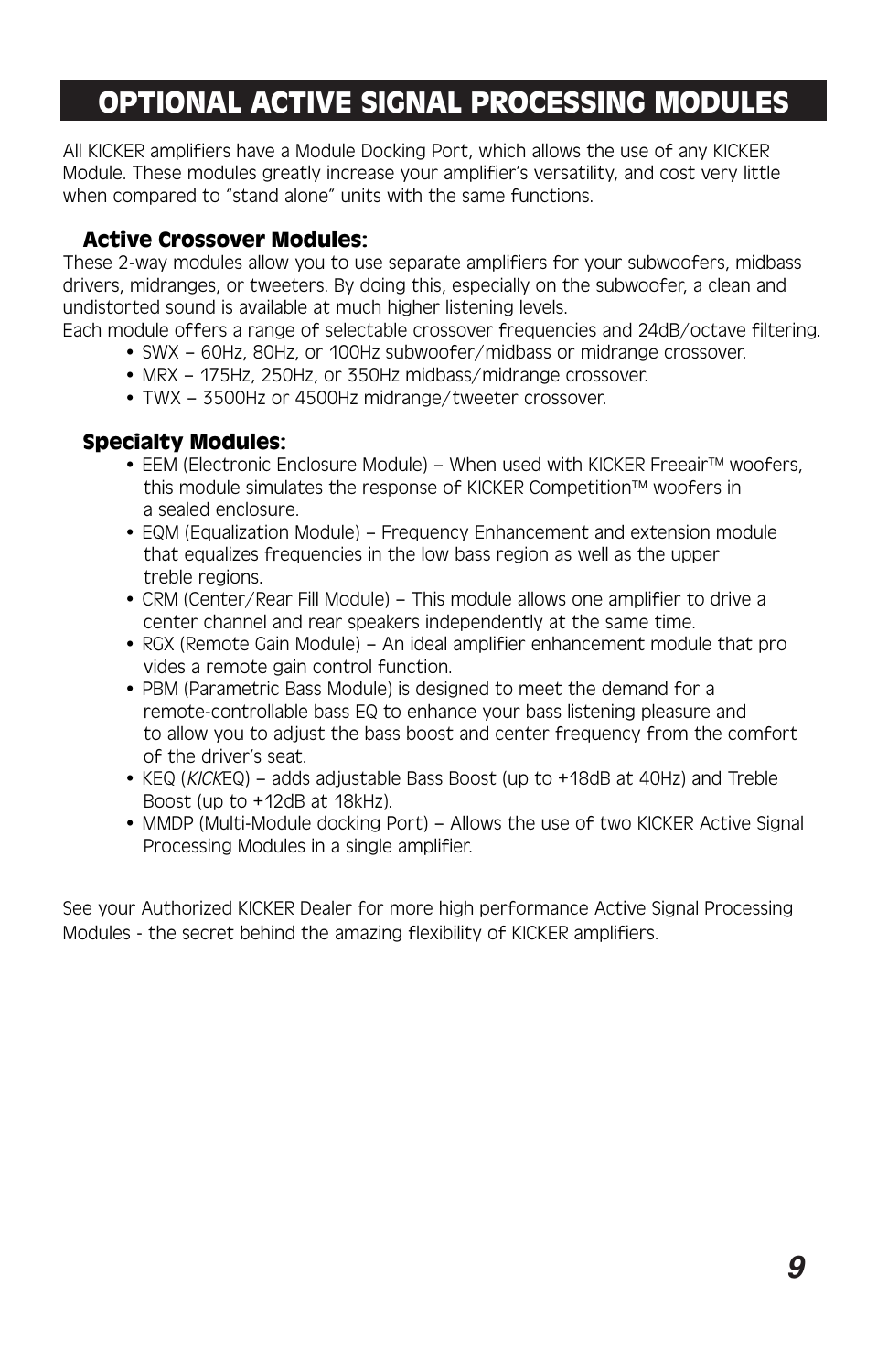# OPTIONAL ACTIVE SIGNAL PROCESSING MODULES

All KICKER amplifiers have a Module Docking Port, which allows the use of any KICKER Module. These modules greatly increase your amplifier's versatility, and cost very little when compared to "stand alone" units with the same functions.

### Active Crossover Modules:

These 2-way modules allow you to use separate amplifiers for your subwoofers, midbass drivers, midranges, or tweeters. By doing this, especially on the subwoofer, a clean and undistorted sound is available at much higher listening levels.

Each module offers a range of selectable crossover frequencies and 24dB/octave filtering.

- SWX – 60Hz, 80Hz, or 100Hz subwoofer/midbass or midrange crossover.
- MRX – 175Hz, 250Hz, or 350Hz midbass/midrange crossover.
- TWX – 3500Hz or 4500Hz midrange/tweeter crossover.

### Specialty Modules:

- EEM (Electronic Enclosure Module) – When used with KICKER Freeair™ woofers, this module simulates the response of KICKER Competition™ woofers in a sealed enclosure.
- EQM (Equalization Module) – Frequency Enhancement and extension module that equalizes frequencies in the low bass region as well as the upper treble regions.
- CRM (Center/Rear Fill Module) – This module allows one amplifier to drive a center channel and rear speakers independently at the same time.
- RGX (Remote Gain Module) – An ideal amplifier enhancement module that pro vides a remote gain control function.
- PBM (Parametric Bass Module) is designed to meet the demand for a remote-controllable bass EQ to enhance your bass listening pleasure and to allow you to adjust the bass boost and center frequency from the comfort of the driver's seat.
- KEQ (*KICK*EQ) – adds adjustable Bass Boost (up to +18dB at 40Hz) and Treble Boost (up to +12dB at 18kHz).
- MMDP (Multi-Module docking Port) – Allows the use of two KICKER Active Signal Processing Modules in a single amplifier.

See your Authorized KICKER Dealer for more high performance Active Signal Processing Modules - the secret behind the amazing flexibility of KICKER amplifiers.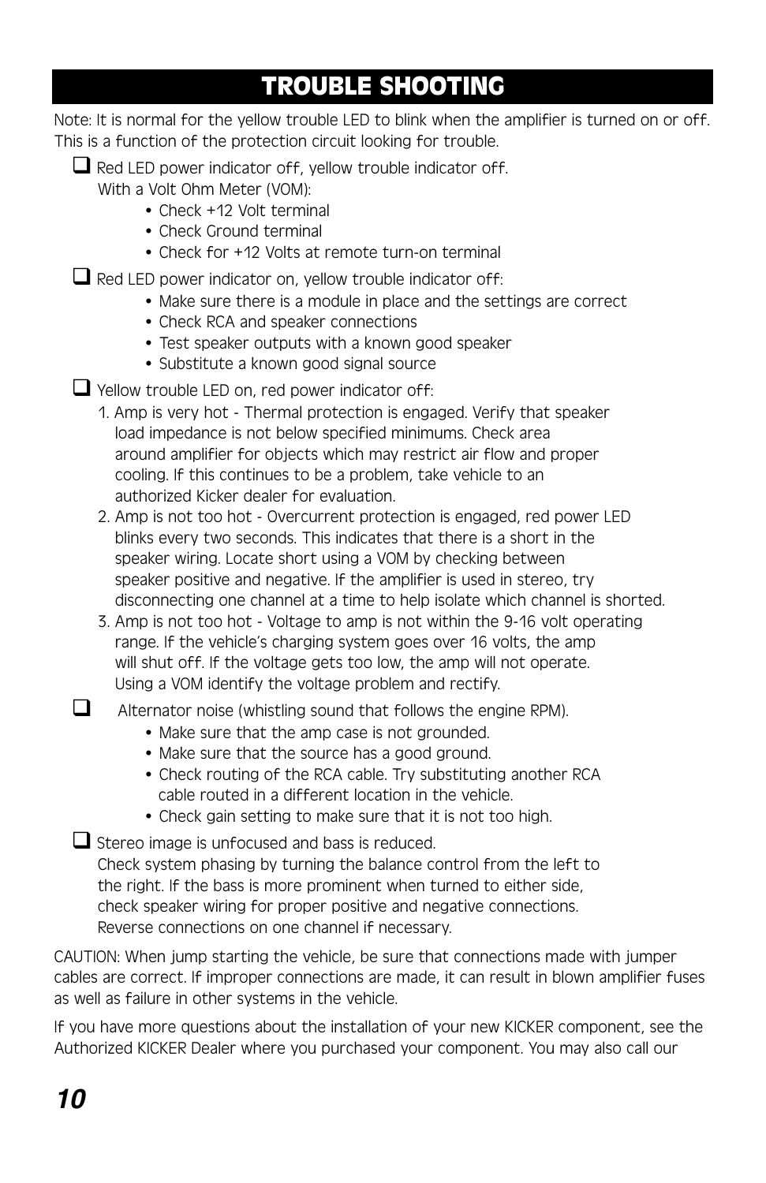# TROUBLE SHOOTING

Note: It is normal for the yellow trouble LED to blink when the amplifier is turned on or off. This is a function of the protection circuit looking for trouble.

- ❑ Red LED power indicator off, yellow trouble indicator off.
  With a Volt Ohm Meter (VOM):
  - Check +12 Volt terminal
  - Check Ground terminal
  - Check for +12 Volts at remote turn-on terminal
- ❑ Red LED power indicator on, yellow trouble indicator off:
  - Make sure there is a module in place and the settings are correct
  - Check RCA and speaker connections
  - Test speaker outputs with a known good speaker
  - Substitute a known good signal source
- ❑ Yellow trouble LED on, red power indicator off:
  1. Amp is very hot - Thermal protection is engaged. Verify that speaker load impedance is not below specified minimums. Check area around amplifier for objects which may restrict air flow and proper cooling. If this continues to be a problem, take vehicle to an authorized Kicker dealer for evaluation.
  2. Amp is not too hot - Overcurrent protection is engaged, red power LED blinks every two seconds. This indicates that there is a short in the speaker wiring. Locate short using a VOM by checking between speaker positive and negative. If the amplifier is used in stereo, try disconnecting one channel at a time to help isolate which channel is shorted.
  3. Amp is not too hot - Voltage to amp is not within the 9-16 volt operating range. If the vehicle's charging system goes over 16 volts, the amp will shut off. If the voltage gets too low, the amp will not operate. Using a VOM identify the voltage problem and rectify.
- ❑ Alternator noise (whistling sound that follows the engine RPM).
  - Make sure that the amp case is not grounded.
  - Make sure that the source has a good ground.
  - Check routing of the RCA cable. Try substituting another RCA cable routed in a different location in the vehicle.
  - Check gain setting to make sure that it is not too high.
- ❑ Stereo image is unfocused and bass is reduced.
  Check system phasing by turning the balance control from the left to the right. If the bass is more prominent when turned to either side, check speaker wiring for proper positive and negative connections. Reverse connections on one channel if necessary.

CAUTION: When jump starting the vehicle, be sure that connections made with jumper cables are correct. If improper connections are made, it can result in blown amplifier fuses as well as failure in other systems in the vehicle.

If you have more questions about the installation of your new KICKER component, see the Authorized KICKER Dealer where you purchased your component. You may also call our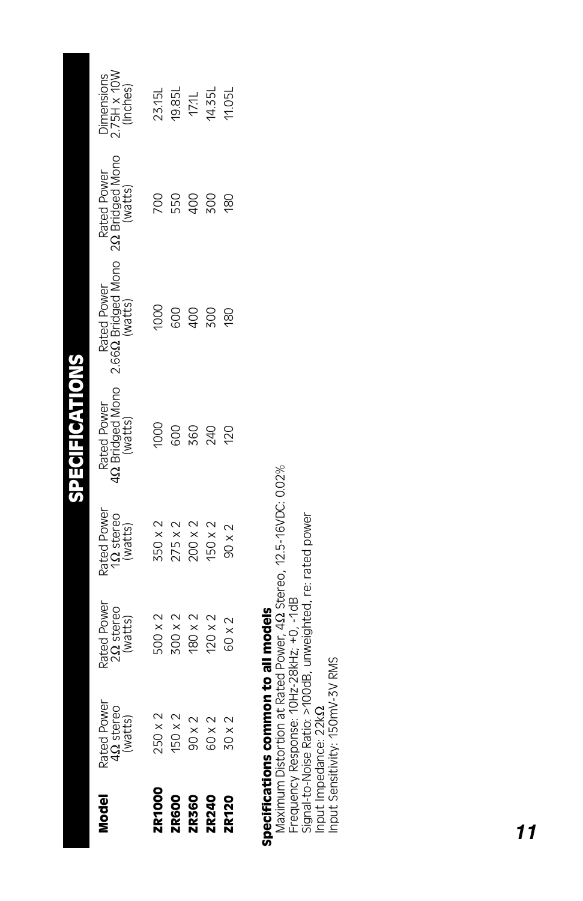# SPECIFICATIONS

| Model | Rated Power 4Ω stereo (watts) | Rated Power 2Ω stereo (watts) | Rated Power 1Ω stereo (watts) | Rated Power 4Ω Bridged Mono (watts) | Rated Power 2.66Ω Bridged Mono (watts) | Rated Power 2Ω Bridged Mono (watts) | Dimensions 2.75H x 10W (Inches) |
|---|---|---|---|---|---|---|---|
| **ZR1000** | 250 x 2 | 500 x 2 | 350 x 2 | 1000 | 1000 | 700 | 23.15L |
| **ZR600** | 150 x 2 | 300 x 2 | 275 x 2 | 600 | 600 | 550 | 19.85L |
| **ZR360** | 90 x 2 | 180 x 2 | 200 x 2 | 360 | 400 | 400 | 17.1L |
| **ZR240** | 60 x 2 | 120 x 2 | 150 x 2 | 240 | 300 | 300 | 14.35L |
| **ZR120** | 30 x 2 | 60 x 2 | 90 x 2 | 120 | 180 | 180 | 11.05L |

**Specifications common to all models**

Maximum Distortion at Rated Power, 4Ω Stereo, 12.5-16VDC: 0.02%
Frequency Response: 10Hz-28kHz; +0, -1dB
Signal-to-Noise Ratio: >100dB, unweighted, re: rated power
Input Impedance: 22kΩ
Input Sensitivity: 150mV-3V RMS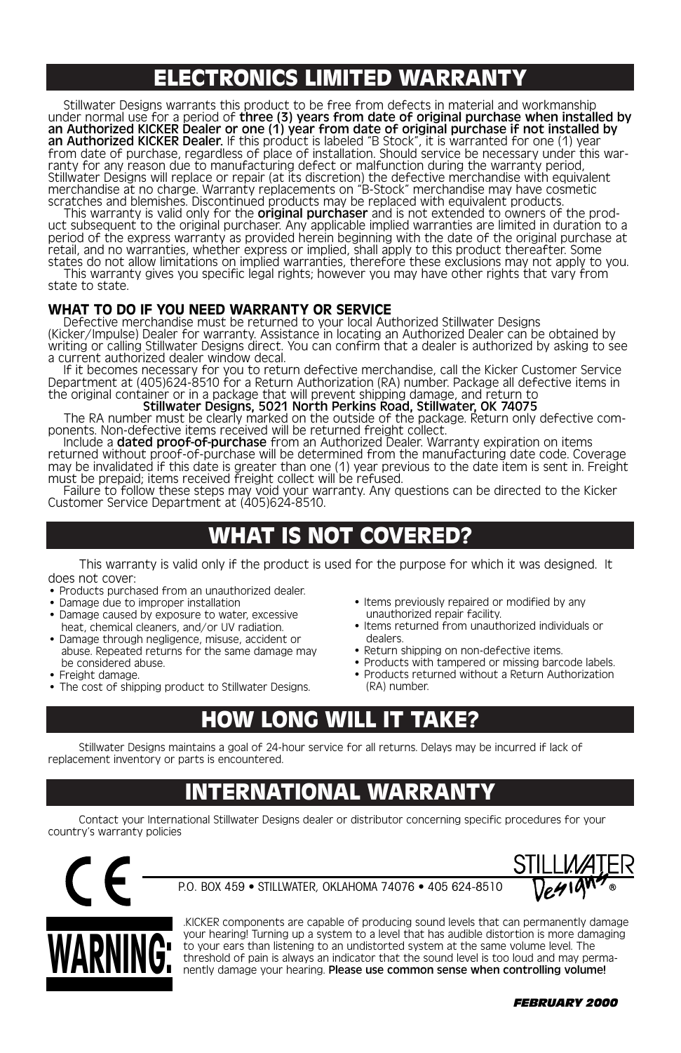## ELECTRONICS LIMITED WARRANTY

Stillwater Designs warrants this product to be free from defects in material and workmanship under normal use for a period of **three (3) years from date of original purchase when installed by an Authorized KICKER Dealer or one (1) year from date of original purchase if not installed by an Authorized KICKER Dealer.** If this product is labeled "B Stock", it is warranted for one (1) year from date of purchase, regardless of place of installation. Should service be necessary under this warranty for any reason due to manufacturing defect or malfunction during the warranty period, Stillwater Designs will replace or repair (at its discretion) the defective merchandise with equivalent merchandise at no charge. Warranty replacements on "B-Stock" merchandise may have cosmetic scratches and blemishes. Discontinued products may be replaced with equivalent products.

This warranty is valid only for the **original purchaser** and is not extended to owners of the product subsequent to the original purchaser. Any applicable implied warranties are limited in duration to a period of the express warranty as provided herein beginning with the date of the original purchase at retail, and no warranties, whether express or implied, shall apply to this product thereafter. Some states do not allow limitations on implied warranties, therefore these exclusions may not apply to you.

This warranty gives you specific legal rights; however you may have other rights that vary from state to state.

### WHAT TO DO IF YOU NEED WARRANTY OR SERVICE

Defective merchandise must be returned to your local Authorized Stillwater Designs (Kicker/Impulse) Dealer for warranty. Assistance in locating an Authorized Dealer can be obtained by writing or calling Stillwater Designs direct. You can confirm that a dealer is authorized by asking to see a current authorized dealer window decal.

If it becomes necessary for you to return defective merchandise, call the Kicker Customer Service Department at (405)624-8510 for a Return Authorization (RA) number. Package all defective items in the original container or in a package that will prevent shipping damage, and return to

**Stillwater Designs, 5021 North Perkins Road, Stillwater, OK 74075**

The RA number must be clearly marked on the outside of the package. Return only defective components. Non-defective items received will be returned freight collect.

Include a **dated proof-of-purchase** from an Authorized Dealer. Warranty expiration on items returned without proof-of-purchase will be determined from the manufacturing date code. Coverage may be invalidated if this date is greater than one (1) year previous to the date item is sent in. Freight must be prepaid; items received freight collect will be refused.

Failure to follow these steps may void your warranty. Any questions can be directed to the Kicker Customer Service Department at (405)624-8510.

## WHAT IS NOT COVERED?

This warranty is valid only if the product is used for the purpose for which it was designed. It does not cover:

- Products purchased from an unauthorized dealer.
- Damage due to improper installation
- Damage caused by exposure to water, excessive heat, chemical cleaners, and/or UV radiation.
- Damage through negligence, misuse, accident or abuse. Repeated returns for the same damage may be considered abuse.
- Freight damage.
- The cost of shipping product to Stillwater Designs.
- Items previously repaired or modified by any unauthorized repair facility.
- Items returned from unauthorized individuals or dealers.
- Return shipping on non-defective items.
- Products with tampered or missing barcode labels.
- Products returned without a Return Authorization (RA) number.

## HOW LONG WILL IT TAKE?

Stillwater Designs maintains a goal of 24-hour service for all returns. Delays may be incurred if lack of replacement inventory or parts is encountered.

## INTERNATIONAL WARRANTY

Contact your International Stillwater Designs dealer or distributor concerning specific procedures for your country's warranty policies

CE

P.O. BOX 459 • STILLWATER, OKLAHOMA 74076 • 405 624-8510

STILLWATER Designs®

**WARNING:**

.KICKER components are capable of producing sound levels that can permanently damage your hearing! Turning up a system to a level that has audible distortion is more damaging to your ears than listening to an undistorted system at the same volume level. The threshold of pain is always an indicator that the sound level is too loud and may permanently damage your hearing. **Please use common sense when controlling volume!**

***FEBRUARY 2000***